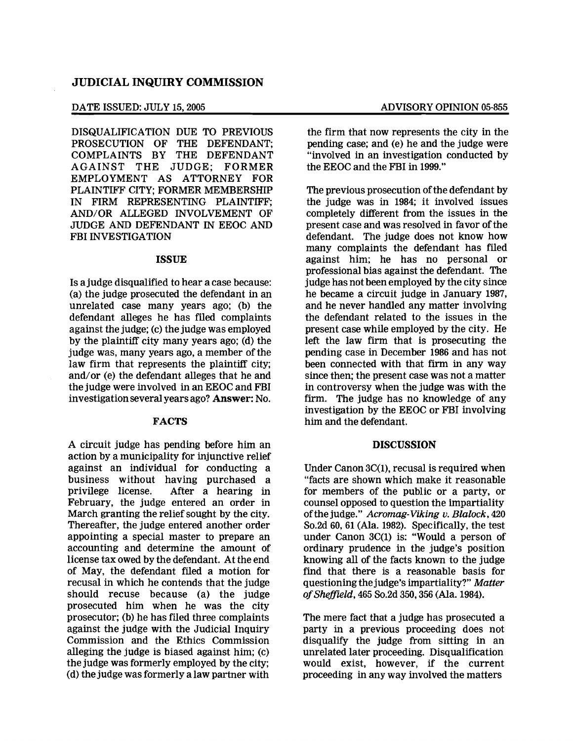# JUDICIAL INQUIRY COMMISSION

DATE ISSUED: JULY 15, 2005 ADVISORY OPINION 05-855

DISQUALIFICATION DUE TO PREVIOUS PROSECUTION OF THE DEFENDANT; COMPLAINTS BY THE DEFENDANT AGAINST THE JUDGE; FORMER EMPLOYMENT AS ATTORNEY FOR PLAINTIFF CITY; FORMER MEMBERSHIP IN FIRM REPRESENTING PLAINTIFF; AND/OR ALLEGED INVOLVEMENT OF JUDGE AND DEFENDANT IN EEOC AND FBI INVESTIGATION

## ISSUE

Is a judge disqualified to hear a case because: (a) the judge prosecuted the defendant in an unrelated case many years ago; (b) the defendant alleges he has filed complaints against the judge; (c) the judge was employed by the plaintiff city many years ago; (d) the judge was, many years ago, a member of the law firm that represents the plaintiff city; and/or (e) the defendant alleges that he and the judge were involved in an EEOC and FBI investigation several years ago? **Answer:** No.

## FACTS

A circuit judge has pending before him an action by a municipality for injunctive relief against an individual for conducting a business without having purchased a privilege license. After a hearing in February, the judge entered an order in March granting the relief sought by the city. Thereafter, the judge entered another order appointing a special master to prepare an accounting and determine the amount of license tax owed by the defendant. At the end of May, the defendant filed a motion for recusal in which he contends that the judge should recuse because (a) the judge prosecuted him when he was the city prosecutor; (b) he has filed three complaints against the judge with the Judicial Inquiry Commission and the Ethics Commission alleging the judge is biased against him; (c) the judge was formerly employed by the city; (d) the judge was formerly a law partner with the firm that now represents the city in the pending case; and (e) he and the judge were "involved in an investigation conducted by the EEOC and the FBI in 1999."

The previous prosecution of the defendant by the judge was in 1984; it involved issues completely different from the issues in the present case and was resolved in favor of the defendant. The judge does not know how many complaints the defendant has filed against him; he has no personal or professional bias against the defendant. The judge has not been employed by the city since he became a circuit judge in January 1987, and he never handled any matter involving the defendant related to the issues in the present case while employed by the city. He left the law firm that is prosecuting the pending case in December 1986 and has not been connected with that firm in any way since then; the present case was not a matter in controversy when the judge was with the firm. The judge has no knowledge of any investigation by the EEOC or FBI involving him and the defendant.

## DISCUSSION

Under Canon 3C(1), recusal is required when "facts are shown which make it reasonable for members of the public or a party, or counsel opposed to question the impartiality of the judge." *Acromag-Viking v. Blalock*, 420 So.2d 60, 61 (Ala. 1982). Specifically, the test under Canon 3C(1) is: "Would a person of ordinary prudence in the judge's position knowing all of the facts known to the judge find that there is a reasonable basis for questioning the judge's impartiality?" *Matter of Sheffield*, 465 So.2d 350, 356 (Ala. 1984).

The mere fact that a judge has prosecuted a party in a previous proceeding does not disqualify the judge from sitting in an unrelated later proceeding. Disqualification would exist, however, if the current proceeding in any way involved the matters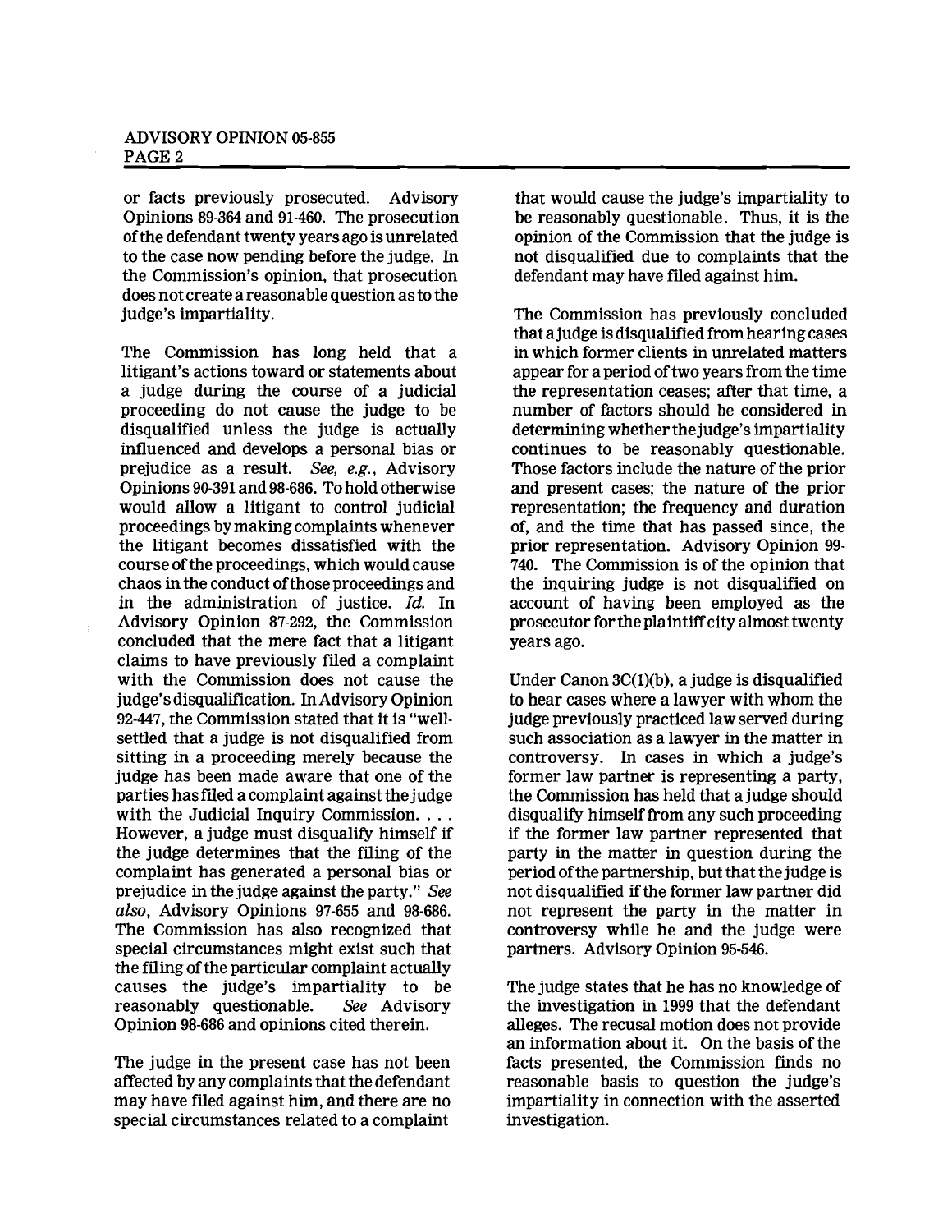or facts previously prosecuted. Advisory Opinions 89-364 and 91-460. The prosecution of the defendant twenty years ago is unrelated to the case now pending before the judge. In the Commission's opinion, that prosecution does not create a reasonable question as to the judge's impartiality.

The Commission has long held that a litigant's actions toward or statements about a judge during the course of a judicial proceeding do not cause the judge to be disqualified unless the judge is actually influenced and develops a personal bias or prejudice as a result. *See, e.g.*, Advisory Opinions 90-391 and 98-686. To hold otherwise would allow a litigant to control judicial proceedings by making complaints whenever the litigant becomes dissatisfied with the course of the proceedings, which would cause chaos in the conduct of those proceedings and in the administration of justice. *Id.* In Advisory Opinion 87-292, the Commission concluded that the mere fact that a litigant claims to have previously filed a complaint with the Commission does not cause the judge's disqualification. In Advisory Opinion 92-447, the Commission stated that it is "well-settled that a judge is not disqualified from sitting in a proceeding merely because the judge has been made aware that one of the parties has filed a complaint against the judge with the Judicial Inquiry Commission. . . . However, a judge must disqualify himself if the judge determines that the filing of the complaint has generated a personal bias or prejudice in the judge against the party." *See also*, Advisory Opinions 97-655 and 98-686. The Commission has also recognized that special circumstances might exist such that the filing of the particular complaint actually causes the judge's impartiality to be reasonably questionable. *See* Advisory Opinion 98-686 and opinions cited therein.

The judge in the present case has not been affected by any complaints that the defendant may have filed against him, and there are no special circumstances related to a complaint that would cause the judge's impartiality to be reasonably questionable. Thus, it is the opinion of the Commission that the judge is not disqualified due to complaints that the defendant may have filed against him.

The Commission has previously concluded that a judge is disqualified from hearing cases in which former clients in unrelated matters appear for a period of two years from the time the representation ceases; after that time, a number of factors should be considered in determining whether the judge's impartiality continues to be reasonably questionable. Those factors include the nature of the prior and present cases; the nature of the prior representation; the frequency and duration of, and the time that has passed since, the prior representation. Advisory Opinion 99-740. The Commission is of the opinion that the inquiring judge is not disqualified on account of having been employed as the prosecutor for the plaintiff city almost twenty years ago.

Under Canon 3C(1)(b), a judge is disqualified to hear cases where a lawyer with whom the judge previously practiced law served during such association as a lawyer in the matter in controversy. In cases in which a judge's former law partner is representing a party, the Commission has held that a judge should disqualify himself from any such proceeding if the former law partner represented that party in the matter in question during the period of the partnership, but that the judge is not disqualified if the former law partner did not represent the party in the matter in controversy while he and the judge were partners. Advisory Opinion 95-546.

The judge states that he has no knowledge of the investigation in 1999 that the defendant alleges. The recusal motion does not provide an information about it. On the basis of the facts presented, the Commission finds no reasonable basis to question the judge's impartiality in connection with the asserted investigation.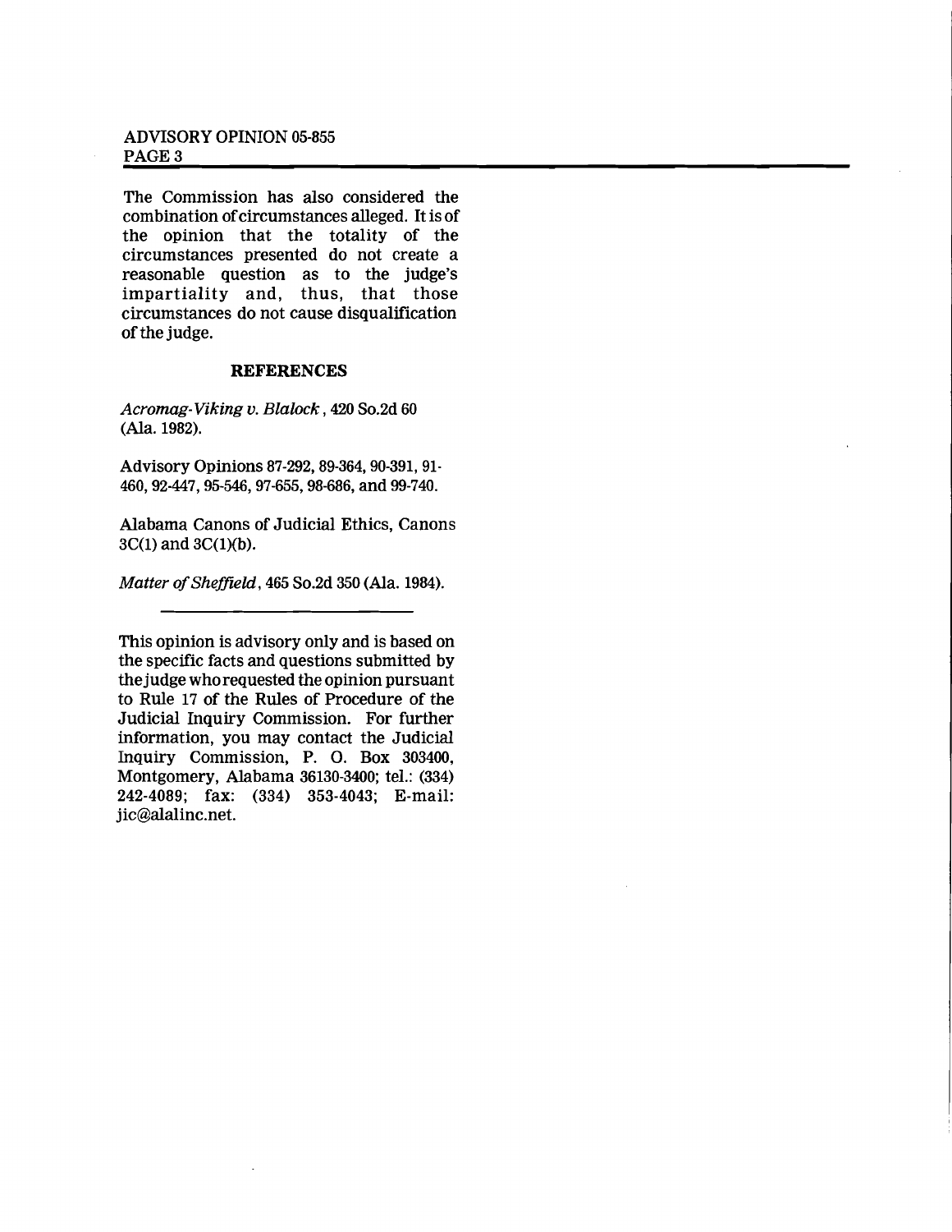The Commission has also considered the combination of circumstances alleged. It is of the opinion that the totality of the circumstances presented do not create a reasonable question as to the judge's impartiality and, thus, that those circumstances do not cause disqualification of the judge.

## REFERENCES

*Acromag-Viking v. Blalock*, 420 So.2d 60 (Ala. 1982).

Advisory Opinions 87-292, 89-364, 90-391, 91-460, 92-447, 95-546, 97-655, 98-686, and 99-740.

Alabama Canons of Judicial Ethics, Canons 3C(1) and 3C(1)(b).

*Matter of Sheffield*, 465 So.2d 350 (Ala. 1984).

---

This opinion is advisory only and is based on the specific facts and questions submitted by the judge who requested the opinion pursuant to Rule 17 of the Rules of Procedure of the Judicial Inquiry Commission. For further information, you may contact the Judicial Inquiry Commission, P. O. Box 303400, Montgomery, Alabama 36130-3400; tel.: (334) 242-4089; fax: (334) 353-4043; E-mail: jic@alalinc.net.